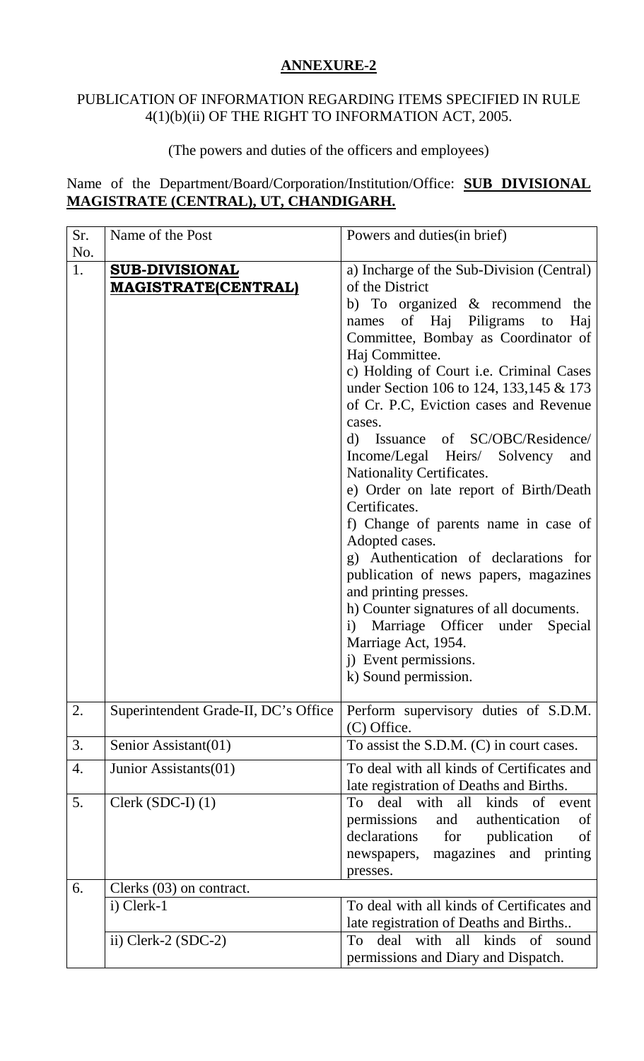## ANNEXURE-2

PUBLICATION OF INFORMATION REGARDING ITEMS SPECIFIED IN RULE 4(1)(b)(ii) OF THE RIGHT TO INFORMATION ACT, 2005.

(The powers and duties of the officers and employees)

Name of the Department/Board/Corporation/Institution/Office: **SUB DIVISIONAL MAGISTRATE (CENTRAL), UT, CHANDIGARH.**

| Sr. No. | Name of the Post | Powers and duties(in brief) |
|---|---|---|
| 1. | **SUB-DIVISIONAL MAGISTRATE(CENTRAL)** | a) Incharge of the Sub-Division (Central) of the District<br>b) To organized & recommend the names of Haj Piligrams to Haj Committee, Bombay as Coordinator of Haj Committee.<br>c) Holding of Court i.e. Criminal Cases under Section 106 to 124, 133,145 & 173 of Cr. P.C, Eviction cases and Revenue cases.<br>d) Issuance of SC/OBC/Residence/ Income/Legal Heirs/ Solvency and Nationality Certificates.<br>e) Order on late report of Birth/Death Certificates.<br>f) Change of parents name in case of Adopted cases.<br>g) Authentication of declarations for publication of news papers, magazines and printing presses.<br>h) Counter signatures of all documents.<br>i) Marriage Officer under Special Marriage Act, 1954.<br>j) Event permissions.<br>k) Sound permission. |
| 2. | Superintendent Grade-II, DC's Office | Perform supervisory duties of S.D.M. (C) Office. |
| 3. | Senior Assistant(01) | To assist the S.D.M. (C) in court cases. |
| 4. | Junior Assistants(01) | To deal with all kinds of Certificates and late registration of Deaths and Births. |
| 5. | Clerk (SDC-I) (1) | To deal with all kinds of event permissions and authentication of declarations for publication of newspapers, magazines and printing presses. |
| 6. | Clerks (03) on contract. | |
| | i) Clerk-1 | To deal with all kinds of Certificates and late registration of Deaths and Births.. |
| | ii) Clerk-2 (SDC-2) | To deal with all kinds of sound permissions and Diary and Dispatch. |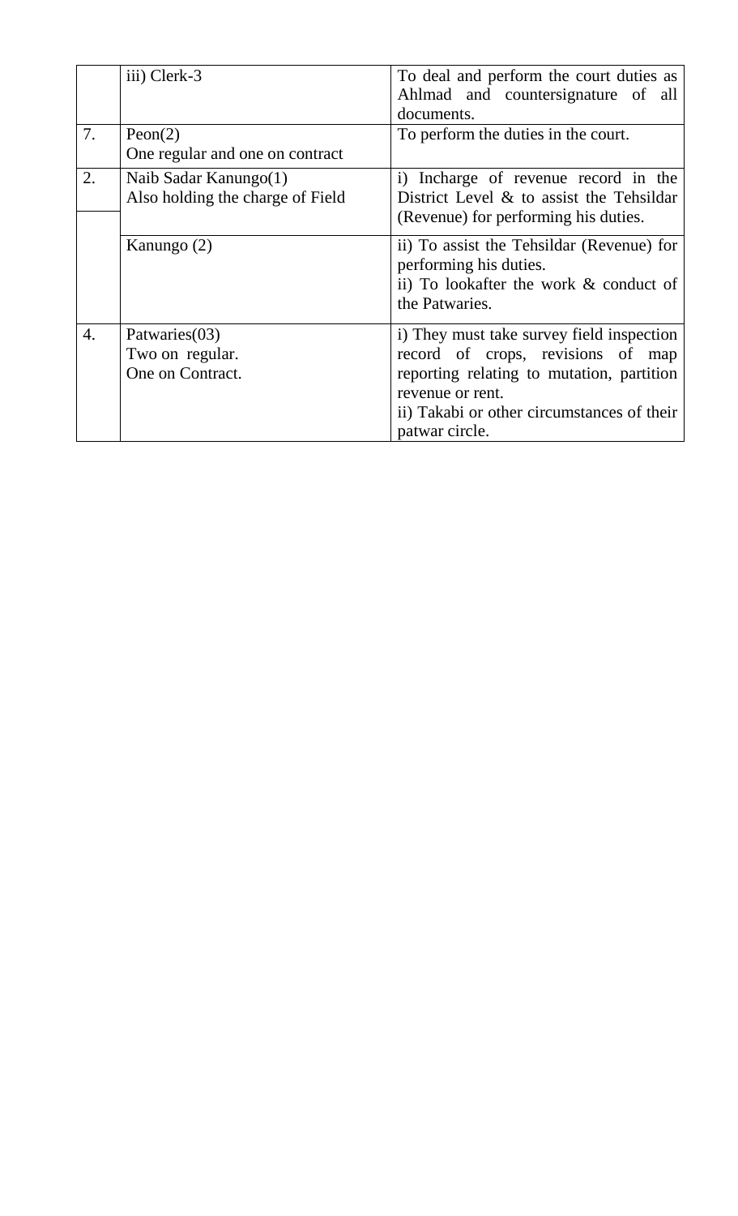| | | |
|---|---|---|
| | iii) Clerk-3 | To deal and perform the court duties as Ahlmad and countersignature of all documents. |
| 7. | Peon(2)<br>One regular and one on contract | To perform the duties in the court. |
| 2. | Naib Sadar Kanungo(1)<br>Also holding the charge of Field | i) Incharge of revenue record in the District Level & to assist the Tehsildar (Revenue) for performing his duties. |
| | Kanungo (2) | ii) To assist the Tehsildar (Revenue) for performing his duties.<br>ii) To lookafter the work & conduct of the Patwaries. |
| 4. | Patwaries(03)<br>Two on regular.<br>One on Contract. | i) They must take survey field inspection record of crops, revisions of map reporting relating to mutation, partition revenue or rent.<br>ii) Takabi or other circumstances of their patwar circle. |